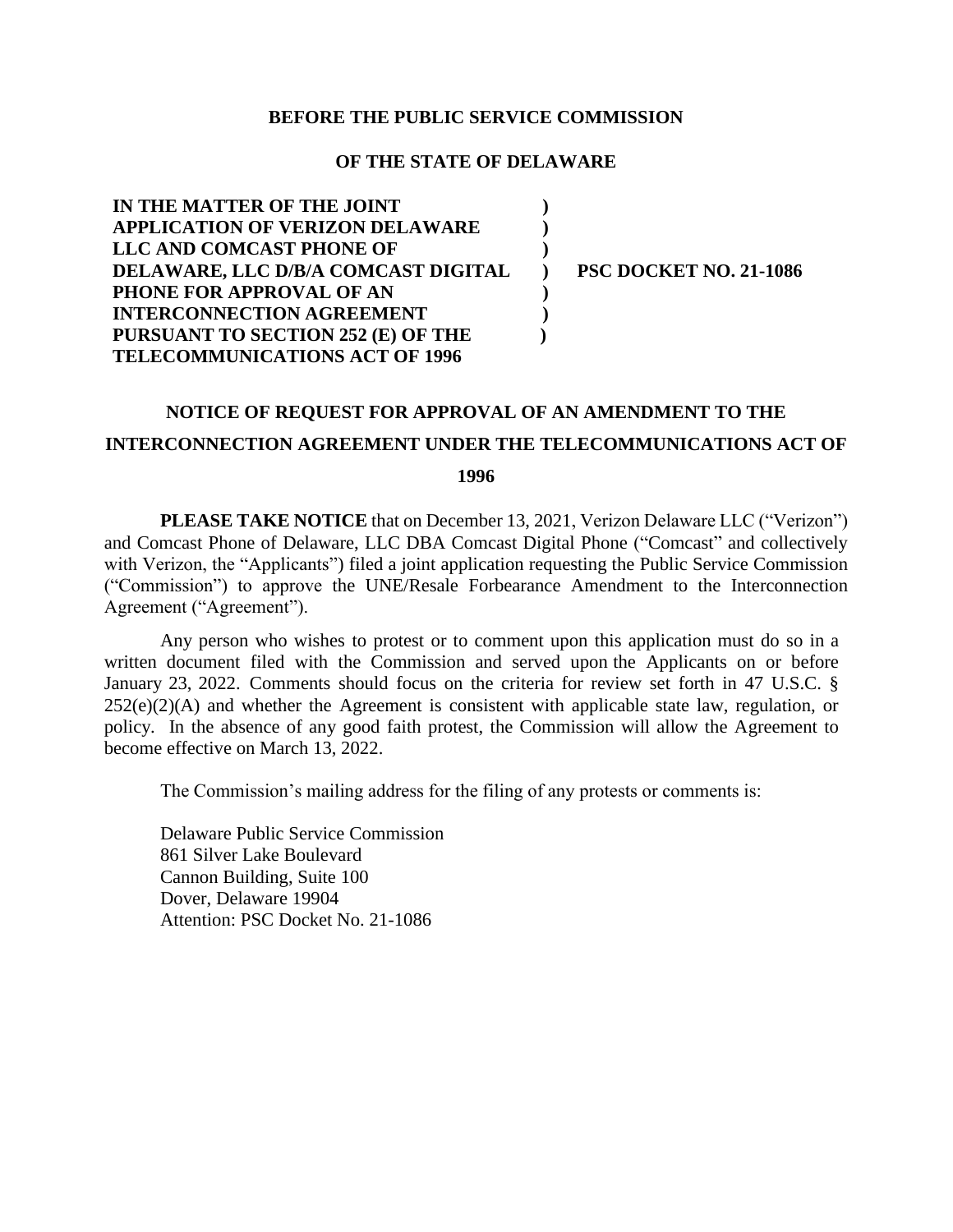**BEFORE THE PUBLIC SERVICE COMMISSION**

**OF THE STATE OF DELAWARE**

| | | |
|---|---|---|
| **IN THE MATTER OF THE JOINT APPLICATION OF VERIZON DELAWARE LLC AND COMCAST PHONE OF DELAWARE, LLC D/B/A COMCAST DIGITAL PHONE FOR APPROVAL OF AN INTERCONNECTION AGREEMENT PURSUANT TO SECTION 252 (E) OF THE TELECOMMUNICATIONS ACT OF 1996** | **)** | **PSC DOCKET NO. 21-1086** |

**NOTICE OF REQUEST FOR APPROVAL OF AN AMENDMENT TO THE INTERCONNECTION AGREEMENT UNDER THE TELECOMMUNICATIONS ACT OF 1996**

**PLEASE TAKE NOTICE** that on December 13, 2021, Verizon Delaware LLC ("Verizon") and Comcast Phone of Delaware, LLC DBA Comcast Digital Phone ("Comcast" and collectively with Verizon, the "Applicants") filed a joint application requesting the Public Service Commission ("Commission") to approve the UNE/Resale Forbearance Amendment to the Interconnection Agreement ("Agreement").

Any person who wishes to protest or to comment upon this application must do so in a written document filed with the Commission and served upon the Applicants on or before January 23, 2022. Comments should focus on the criteria for review set forth in 47 U.S.C. § 252(e)(2)(A) and whether the Agreement is consistent with applicable state law, regulation, or policy. In the absence of any good faith protest, the Commission will allow the Agreement to become effective on March 13, 2022.

The Commission's mailing address for the filing of any protests or comments is:

Delaware Public Service Commission
861 Silver Lake Boulevard
Cannon Building, Suite 100
Dover, Delaware 19904
Attention: PSC Docket No. 21-1086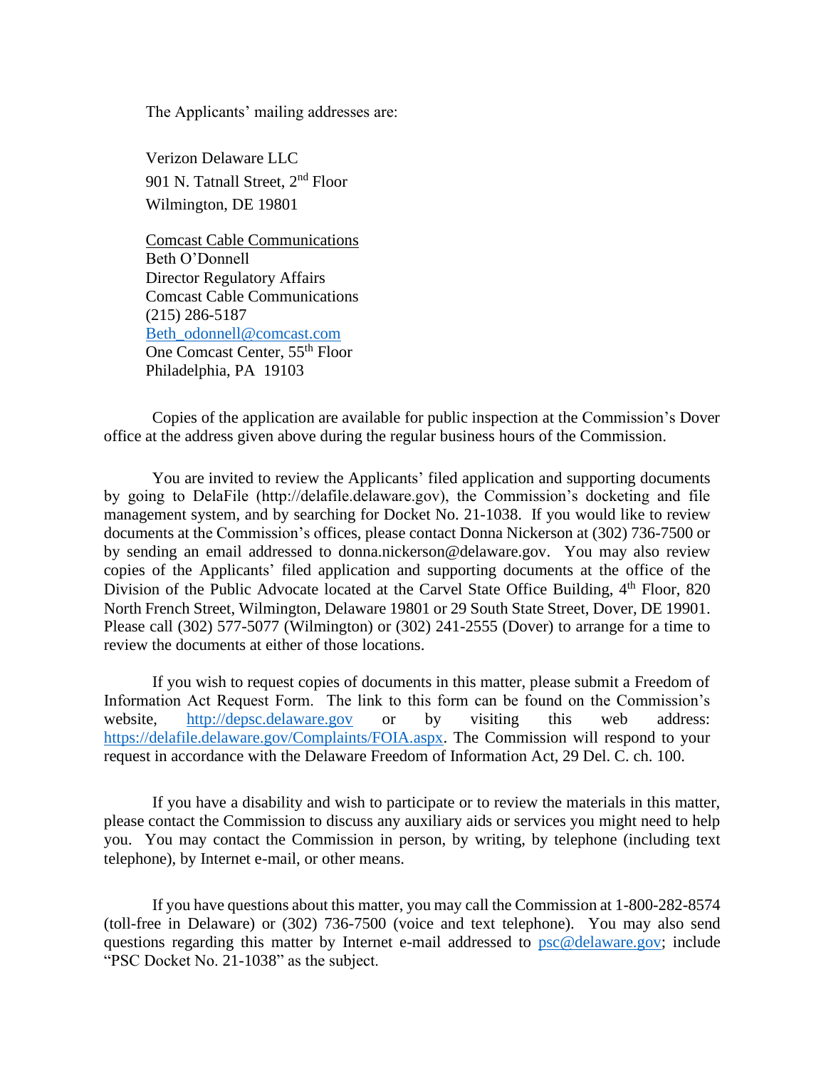The Applicants' mailing addresses are:

Verizon Delaware LLC  
901 N. Tatnall Street, 2nd Floor  
Wilmington, DE 19801

Comcast Cable Communications  
Beth O'Donnell  
Director Regulatory Affairs  
Comcast Cable Communications  
(215) 286-5187  
Beth_odonnell@comcast.com  
One Comcast Center, 55th Floor  
Philadelphia, PA 19103

Copies of the application are available for public inspection at the Commission's Dover office at the address given above during the regular business hours of the Commission.

You are invited to review the Applicants' filed application and supporting documents by going to DelaFile (http://delafile.delaware.gov), the Commission's docketing and file management system, and by searching for Docket No. 21-1038. If you would like to review documents at the Commission's offices, please contact Donna Nickerson at (302) 736-7500 or by sending an email addressed to donna.nickerson@delaware.gov. You may also review copies of the Applicants' filed application and supporting documents at the office of the Division of the Public Advocate located at the Carvel State Office Building, 4th Floor, 820 North French Street, Wilmington, Delaware 19801 or 29 South State Street, Dover, DE 19901. Please call (302) 577-5077 (Wilmington) or (302) 241-2555 (Dover) to arrange for a time to review the documents at either of those locations.

If you wish to request copies of documents in this matter, please submit a Freedom of Information Act Request Form. The link to this form can be found on the Commission's website, http://depsc.delaware.gov or by visiting this web address: https://delafile.delaware.gov/Complaints/FOIA.aspx. The Commission will respond to your request in accordance with the Delaware Freedom of Information Act, 29 Del. C. ch. 100.

If you have a disability and wish to participate or to review the materials in this matter, please contact the Commission to discuss any auxiliary aids or services you might need to help you. You may contact the Commission in person, by writing, by telephone (including text telephone), by Internet e-mail, or other means.

If you have questions about this matter, you may call the Commission at 1-800-282-8574 (toll-free in Delaware) or (302) 736-7500 (voice and text telephone). You may also send questions regarding this matter by Internet e-mail addressed to psc@delaware.gov; include "PSC Docket No. 21-1038" as the subject.